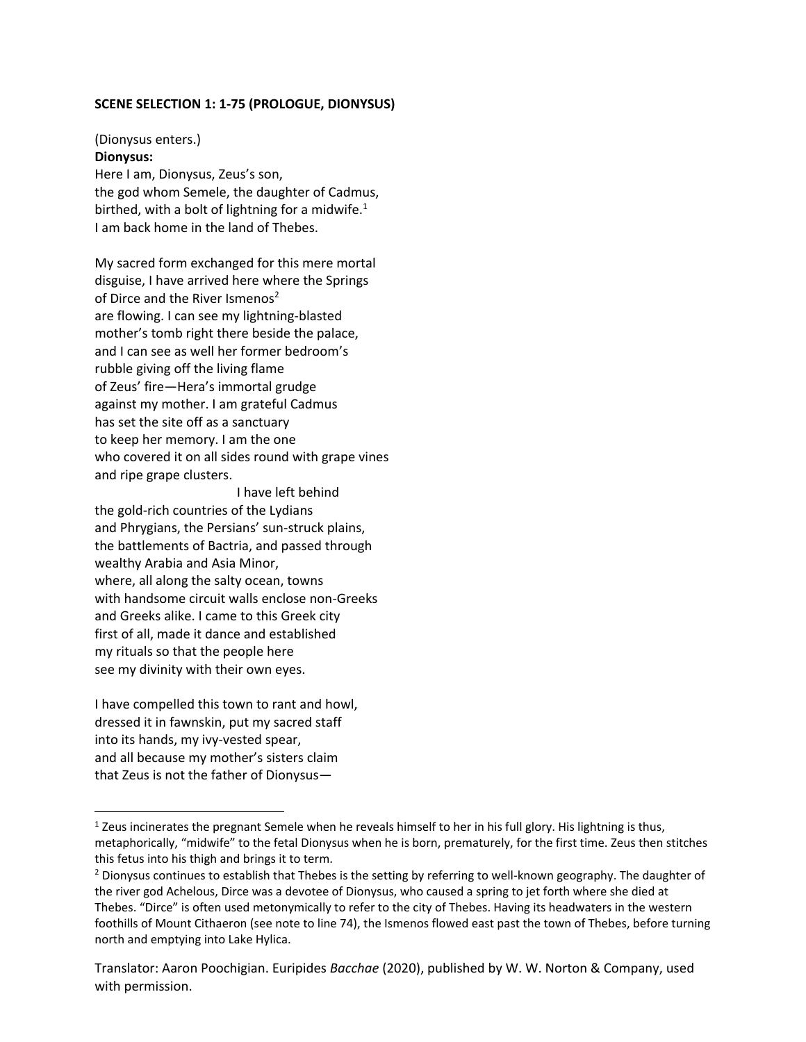**SCENE SELECTION 1: 1-75 (PROLOGUE, DIONYSUS)**

(Dionysus enters.)

**Dionysus:**

Here I am, Dionysus, Zeus's son,
the god whom Semele, the daughter of Cadmus,
birthed, with a bolt of lightning for a midwife.[1]
I am back home in the land of Thebes.

My sacred form exchanged for this mere mortal
disguise, I have arrived here where the Springs
of Dirce and the River Ismenos[2]
are flowing. I can see my lightning-blasted
mother's tomb right there beside the palace,
and I can see as well her former bedroom's
rubble giving off the living flame
of Zeus' fire—Hera's immortal grudge
against my mother. I am grateful Cadmus
has set the site off as a sanctuary
to keep her memory. I am the one
who covered it on all sides round with grape vines
and ripe grape clusters.
                                        I have left behind
the gold-rich countries of the Lydians
and Phrygians, the Persians' sun-struck plains,
the battlements of Bactria, and passed through
wealthy Arabia and Asia Minor,
where, all along the salty ocean, towns
with handsome circuit walls enclose non-Greeks
and Greeks alike. I came to this Greek city
first of all, made it dance and established
my rituals so that the people here
see my divinity with their own eyes.

I have compelled this town to rant and howl,
dressed it in fawnskin, put my sacred staff
into its hands, my ivy-vested spear,
and all because my mother's sisters claim
that Zeus is not the father of Dionysus—

---

[1] Zeus incinerates the pregnant Semele when he reveals himself to her in his full glory. His lightning is thus, metaphorically, "midwife" to the fetal Dionysus when he is born, prematurely, for the first time. Zeus then stitches this fetus into his thigh and brings it to term.

[2] Dionysus continues to establish that Thebes is the setting by referring to well-known geography. The daughter of the river god Achelous, Dirce was a devotee of Dionysus, who caused a spring to jet forth where she died at Thebes. "Dirce" is often used metonymically to refer to the city of Thebes. Having its headwaters in the western foothills of Mount Cithaeron (see note to line 74), the Ismenos flowed east past the town of Thebes, before turning north and emptying into Lake Hylica.

Translator: Aaron Poochigian. Euripides *Bacchae* (2020), published by W. W. Norton & Company, used with permission.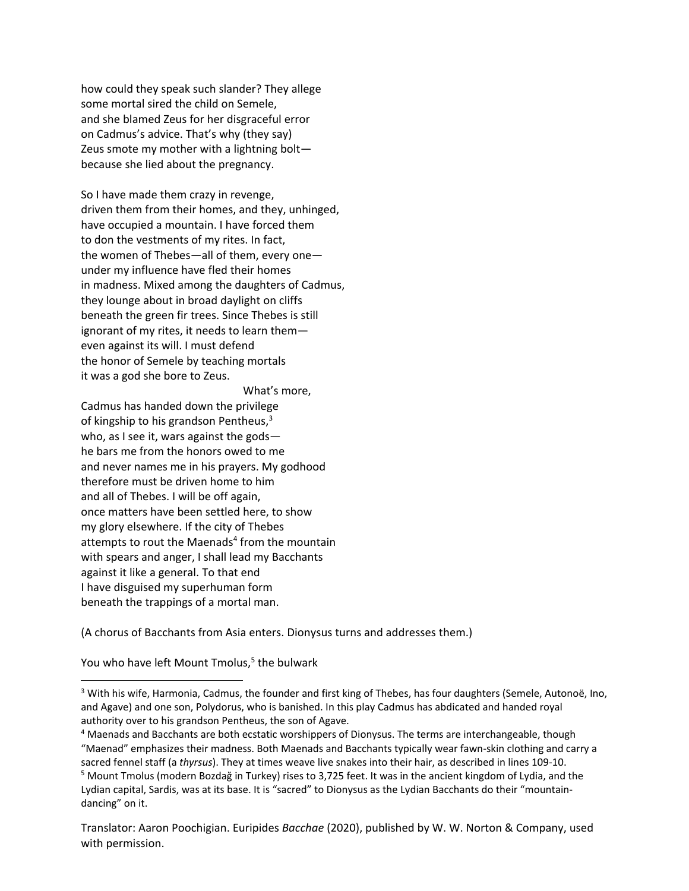how could they speak such slander? They allege
some mortal sired the child on Semele,
and she blamed Zeus for her disgraceful error
on Cadmus's advice. That's why (they say)
Zeus smote my mother with a lightning bolt—
because she lied about the pregnancy.

So I have made them crazy in revenge,
driven them from their homes, and they, unhinged,
have occupied a mountain. I have forced them
to don the vestments of my rites. In fact,
the women of Thebes—all of them, every one—
under my influence have fled their homes
in madness. Mixed among the daughters of Cadmus,
they lounge about in broad daylight on cliffs
beneath the green fir trees. Since Thebes is still
ignorant of my rites, it needs to learn them—
even against its will. I must defend
the honor of Semele by teaching mortals
it was a god she bore to Zeus.

What's more,

Cadmus has handed down the privilege
of kingship to his grandson Pentheus,[3]
who, as I see it, wars against the gods—
he bars me from the honors owed to me
and never names me in his prayers. My godhood
therefore must be driven home to him
and all of Thebes. I will be off again,
once matters have been settled here, to show
my glory elsewhere. If the city of Thebes
attempts to rout the Maenads[4] from the mountain
with spears and anger, I shall lead my Bacchants
against it like a general. To that end
I have disguised my superhuman form
beneath the trappings of a mortal man.

(A chorus of Bacchants from Asia enters. Dionysus turns and addresses them.)

You who have left Mount Tmolus,[5] the bulwark

---

[3] With his wife, Harmonia, Cadmus, the founder and first king of Thebes, has four daughters (Semele, Autonoë, Ino, and Agave) and one son, Polydorus, who is banished. In this play Cadmus has abdicated and handed royal authority over to his grandson Pentheus, the son of Agave.

[4] Maenads and Bacchants are both ecstatic worshippers of Dionysus. The terms are interchangeable, though "Maenad" emphasizes their madness. Both Maenads and Bacchants typically wear fawn-skin clothing and carry a sacred fennel staff (a *thyrsus*). They at times weave live snakes into their hair, as described in lines 109-10.

[5] Mount Tmolus (modern Bozdağ in Turkey) rises to 3,725 feet. It was in the ancient kingdom of Lydia, and the Lydian capital, Sardis, was at its base. It is "sacred" to Dionysus as the Lydian Bacchants do their "mountain-dancing" on it.

Translator: Aaron Poochigian. Euripides *Bacchae* (2020), published by W. W. Norton & Company, used with permission.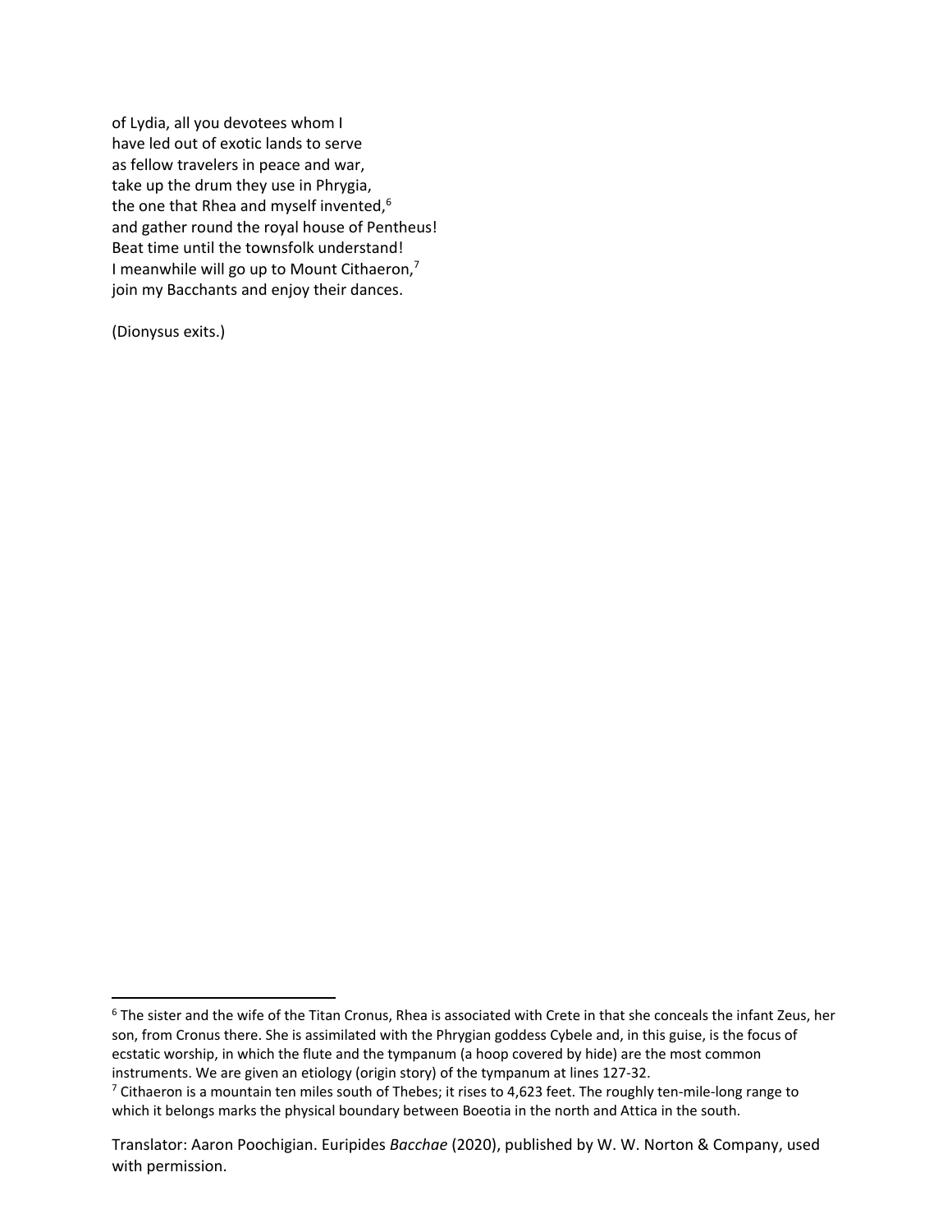of Lydia, all you devotees whom I  
have led out of exotic lands to serve  
as fellow travelers in peace and war,  
take up the drum they use in Phrygia,  
the one that Rhea and myself invented,[6]  
and gather round the royal house of Pentheus!  
Beat time until the townsfolk understand!  
I meanwhile will go up to Mount Cithaeron,[7]  
join my Bacchants and enjoy their dances.

(Dionysus exits.)

---

[6] The sister and the wife of the Titan Cronus, Rhea is associated with Crete in that she conceals the infant Zeus, her son, from Cronus there. She is assimilated with the Phrygian goddess Cybele and, in this guise, is the focus of ecstatic worship, in which the flute and the tympanum (a hoop covered by hide) are the most common instruments. We are given an etiology (origin story) of the tympanum at lines 127-32.

[7] Cithaeron is a mountain ten miles south of Thebes; it rises to 4,623 feet. The roughly ten-mile-long range to which it belongs marks the physical boundary between Boeotia in the north and Attica in the south.

Translator: Aaron Poochigian. Euripides *Bacchae* (2020), published by W. W. Norton & Company, used with permission.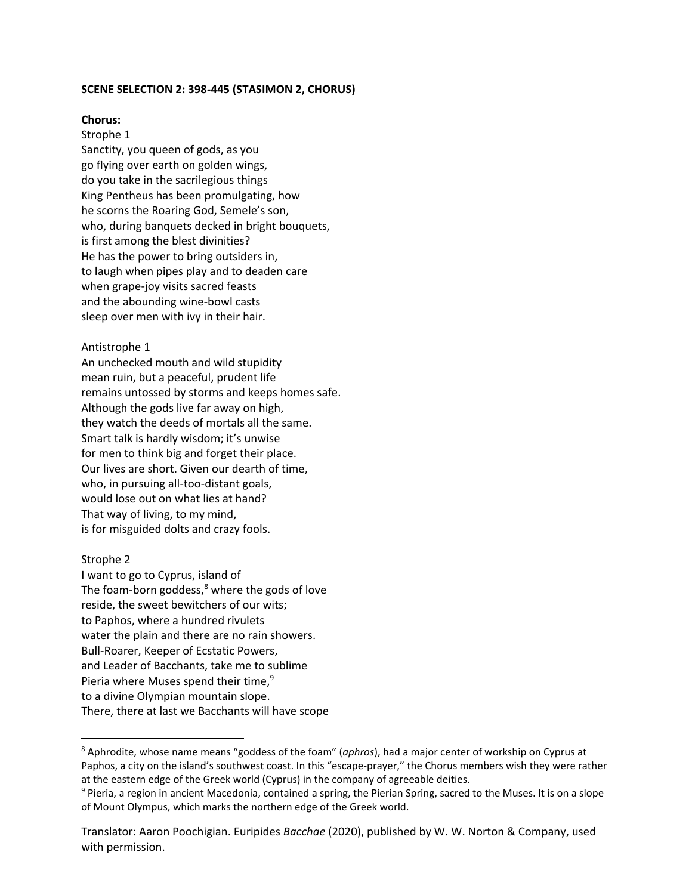**SCENE SELECTION 2: 398-445 (STASIMON 2, CHORUS)**

**Chorus:**

Strophe 1

Sanctity, you queen of gods, as you
go flying over earth on golden wings,
do you take in the sacrilegious things
King Pentheus has been promulgating, how
he scorns the Roaring God, Semele's son,
who, during banquets decked in bright bouquets,
is first among the blest divinities?
He has the power to bring outsiders in,
to laugh when pipes play and to deaden care
when grape-joy visits sacred feasts
and the abounding wine-bowl casts
sleep over men with ivy in their hair.

Antistrophe 1

An unchecked mouth and wild stupidity
mean ruin, but a peaceful, prudent life
remains untossed by storms and keeps homes safe.
Although the gods live far away on high,
they watch the deeds of mortals all the same.
Smart talk is hardly wisdom; it's unwise
for men to think big and forget their place.
Our lives are short. Given our dearth of time,
who, in pursuing all-too-distant goals,
would lose out on what lies at hand?
That way of living, to my mind,
is for misguided dolts and crazy fools.

Strophe 2

I want to go to Cyprus, island of
The foam-born goddess,[8] where the gods of love
reside, the sweet bewitchers of our wits;
to Paphos, where a hundred rivulets
water the plain and there are no rain showers.
Bull-Roarer, Keeper of Ecstatic Powers,
and Leader of Bacchants, take me to sublime
Pieria where Muses spend their time,[9]
to a divine Olympian mountain slope.
There, there at last we Bacchants will have scope

---

[8] Aphrodite, whose name means "goddess of the foam" (*aphros*), had a major center of worship on Cyprus at Paphos, a city on the island's southwest coast. In this "escape-prayer," the Chorus members wish they were rather at the eastern edge of the Greek world (Cyprus) in the company of agreeable deities.

[9] Pieria, a region in ancient Macedonia, contained a spring, the Pierian Spring, sacred to the Muses. It is on a slope of Mount Olympus, which marks the northern edge of the Greek world.

Translator: Aaron Poochigian. Euripides *Bacchae* (2020), published by W. W. Norton & Company, used with permission.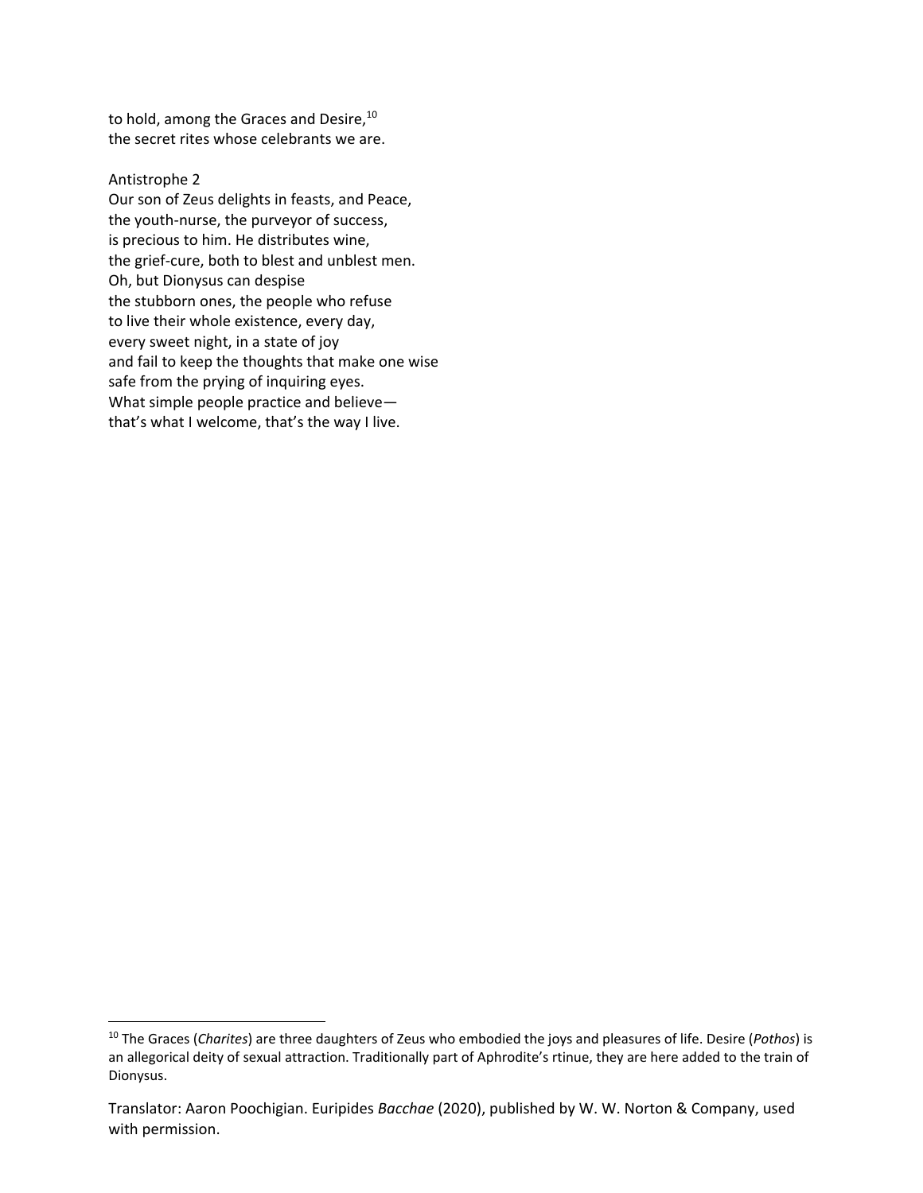to hold, among the Graces and Desire,[10]  
the secret rites whose celebrants we are.

Antistrophe 2  
Our son of Zeus delights in feasts, and Peace,  
the youth-nurse, the purveyor of success,  
is precious to him. He distributes wine,  
the grief-cure, both to blest and unblest men.  
Oh, but Dionysus can despise  
the stubborn ones, the people who refuse  
to live their whole existence, every day,  
every sweet night, in a state of joy  
and fail to keep the thoughts that make one wise  
safe from the prying of inquiring eyes.  
What simple people practice and believe—  
that's what I welcome, that's the way I live.

---

[10] The Graces (*Charites*) are three daughters of Zeus who embodied the joys and pleasures of life. Desire (*Pothos*) is an allegorical deity of sexual attraction. Traditionally part of Aphrodite's rtinue, they are here added to the train of Dionysus.

Translator: Aaron Poochigian. Euripides *Bacchae* (2020), published by W. W. Norton & Company, used with permission.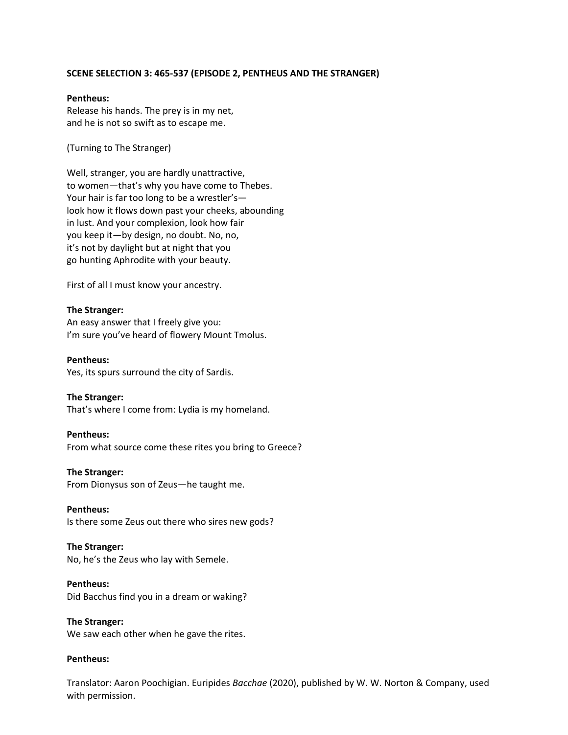**SCENE SELECTION 3: 465-537 (EPISODE 2, PENTHEUS AND THE STRANGER)**

**Pentheus:**
Release his hands. The prey is in my net,
and he is not so swift as to escape me.

(Turning to The Stranger)

Well, stranger, you are hardly unattractive,
to women—that's why you have come to Thebes.
Your hair is far too long to be a wrestler's—
look how it flows down past your cheeks, abounding
in lust. And your complexion, look how fair
you keep it—by design, no doubt. No, no,
it's not by daylight but at night that you
go hunting Aphrodite with your beauty.

First of all I must know your ancestry.

**The Stranger:**
An easy answer that I freely give you:
I'm sure you've heard of flowery Mount Tmolus.

**Pentheus:**
Yes, its spurs surround the city of Sardis.

**The Stranger:**
That's where I come from: Lydia is my homeland.

**Pentheus:**
From what source come these rites you bring to Greece?

**The Stranger:**
From Dionysus son of Zeus—he taught me.

**Pentheus:**
Is there some Zeus out there who sires new gods?

**The Stranger:**
No, he's the Zeus who lay with Semele.

**Pentheus:**
Did Bacchus find you in a dream or waking?

**The Stranger:**
We saw each other when he gave the rites.

**Pentheus:**

Translator: Aaron Poochigian. Euripides *Bacchae* (2020), published by W. W. Norton & Company, used with permission.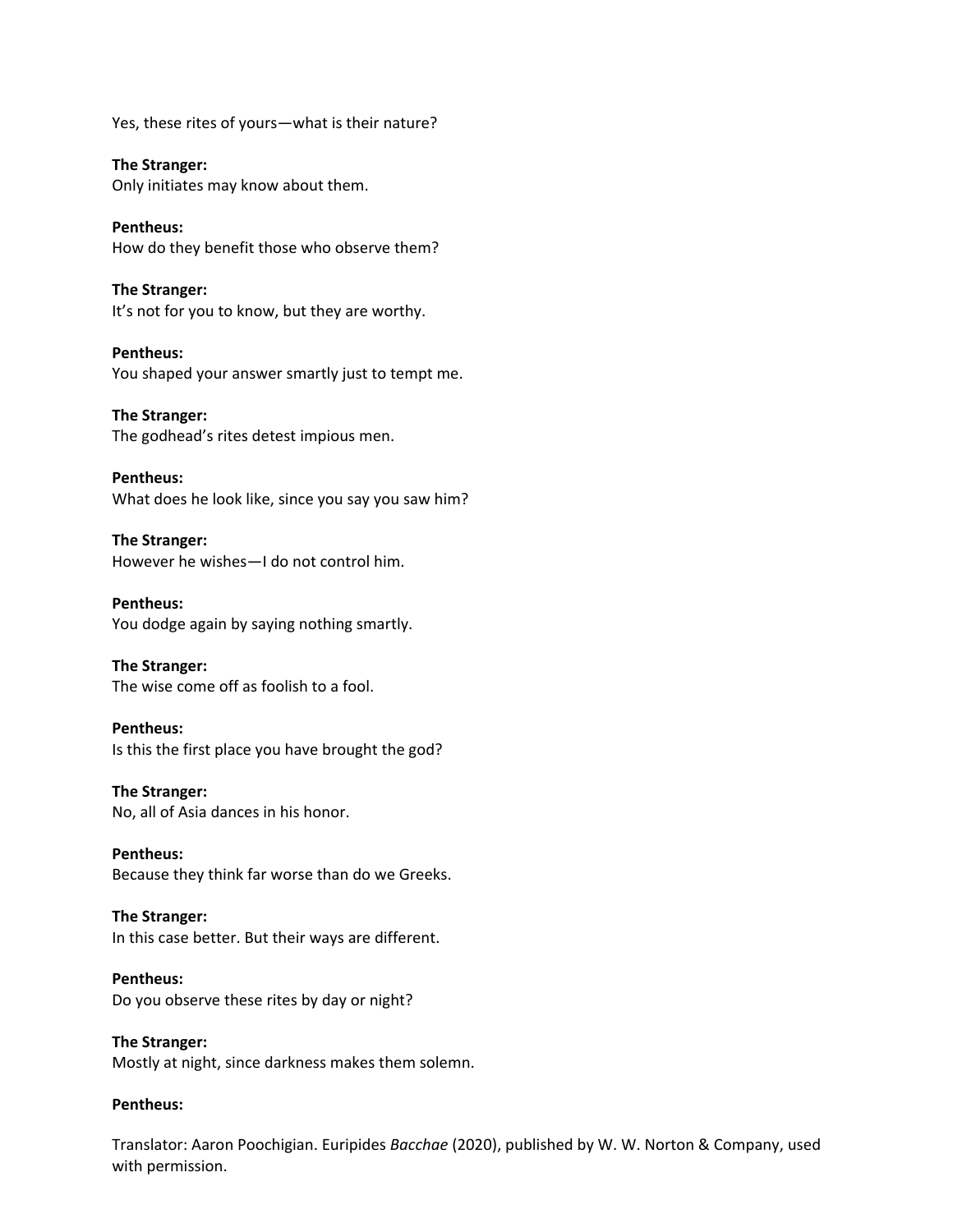Yes, these rites of yours—what is their nature?

**The Stranger:**
Only initiates may know about them.

**Pentheus:**
How do they benefit those who observe them?

**The Stranger:**
It's not for you to know, but they are worthy.

**Pentheus:**
You shaped your answer smartly just to tempt me.

**The Stranger:**
The godhead's rites detest impious men.

**Pentheus:**
What does he look like, since you say you saw him?

**The Stranger:**
However he wishes—I do not control him.

**Pentheus:**
You dodge again by saying nothing smartly.

**The Stranger:**
The wise come off as foolish to a fool.

**Pentheus:**
Is this the first place you have brought the god?

**The Stranger:**
No, all of Asia dances in his honor.

**Pentheus:**
Because they think far worse than do we Greeks.

**The Stranger:**
In this case better. But their ways are different.

**Pentheus:**
Do you observe these rites by day or night?

**The Stranger:**
Mostly at night, since darkness makes them solemn.

**Pentheus:**

Translator: Aaron Poochigian. Euripides *Bacchae* (2020), published by W. W. Norton & Company, used with permission.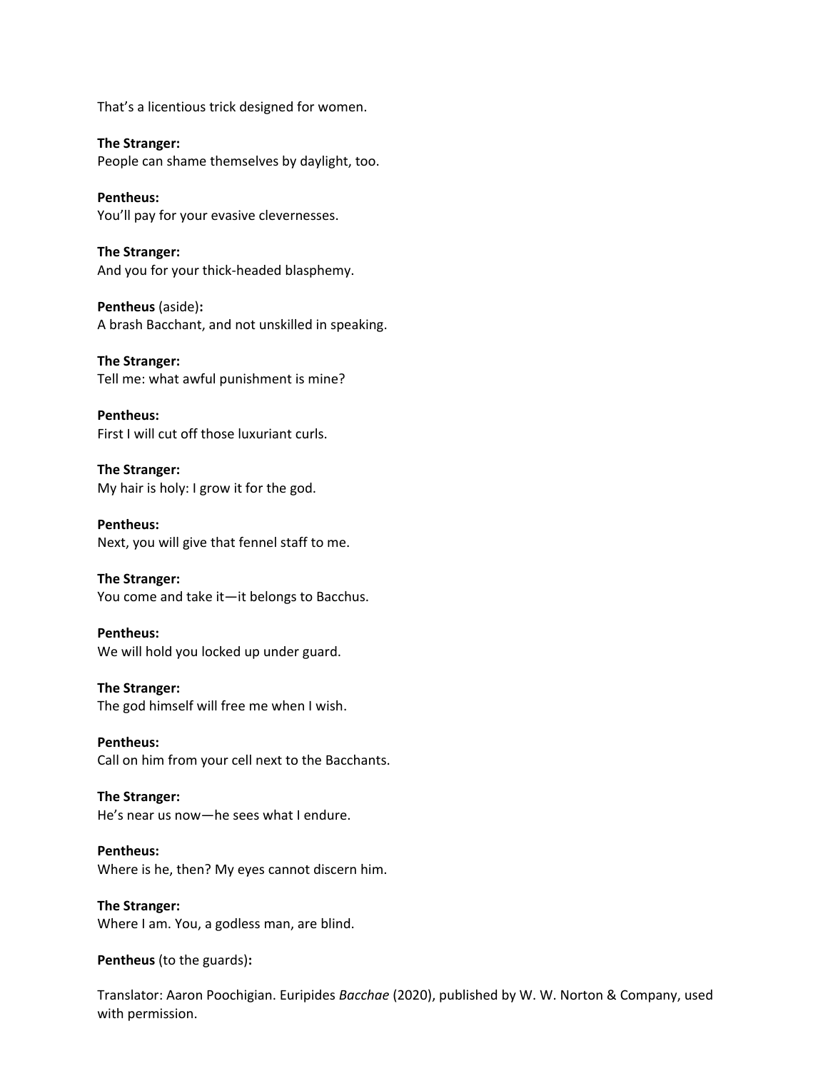That's a licentious trick designed for women.

**The Stranger:**
People can shame themselves by daylight, too.

**Pentheus:**
You'll pay for your evasive clevernesses.

**The Stranger:**
And you for your thick-headed blasphemy.

**Pentheus** (aside)**:**
A brash Bacchant, and not unskilled in speaking.

**The Stranger:**
Tell me: what awful punishment is mine?

**Pentheus:**
First I will cut off those luxuriant curls.

**The Stranger:**
My hair is holy: I grow it for the god.

**Pentheus:**
Next, you will give that fennel staff to me.

**The Stranger:**
You come and take it—it belongs to Bacchus.

**Pentheus:**
We will hold you locked up under guard.

**The Stranger:**
The god himself will free me when I wish.

**Pentheus:**
Call on him from your cell next to the Bacchants.

**The Stranger:**
He's near us now—he sees what I endure.

**Pentheus:**
Where is he, then? My eyes cannot discern him.

**The Stranger:**
Where I am. You, a godless man, are blind.

**Pentheus** (to the guards)**:**

Translator: Aaron Poochigian. Euripides *Bacchae* (2020), published by W. W. Norton & Company, used with permission.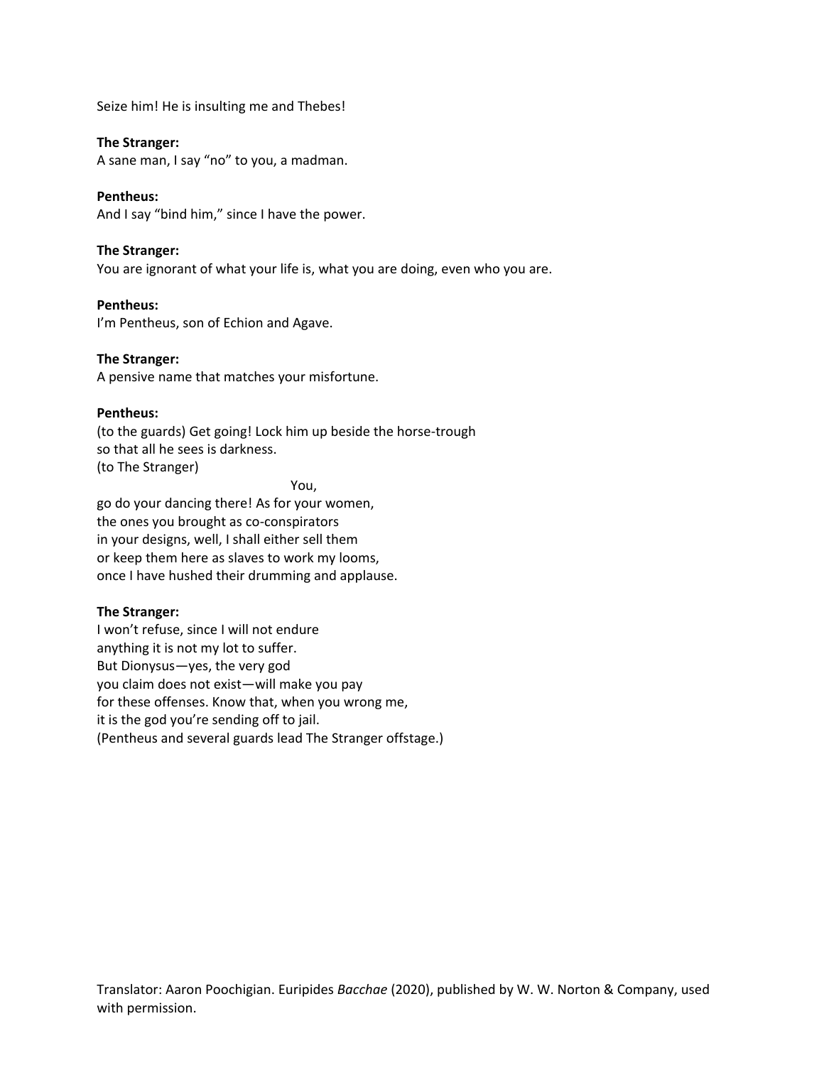Seize him! He is insulting me and Thebes!

**The Stranger:**
A sane man, I say “no” to you, a madman.

**Pentheus:**
And I say “bind him,” since I have the power.

**The Stranger:**
You are ignorant of what your life is, what you are doing, even who you are.

**Pentheus:**
I’m Pentheus, son of Echion and Agave.

**The Stranger:**
A pensive name that matches your misfortune.

**Pentheus:**
(to the guards) Get going! Lock him up beside the horse-trough
so that all he sees is darkness.
(to The Stranger)
You,
go do your dancing there! As for your women,
the ones you brought as co-conspirators
in your designs, well, I shall either sell them
or keep them here as slaves to work my looms,
once I have hushed their drumming and applause.

**The Stranger:**
I won’t refuse, since I will not endure
anything it is not my lot to suffer.
But Dionysus—yes, the very god
you claim does not exist—will make you pay
for these offenses. Know that, when you wrong me,
it is the god you’re sending off to jail.
(Pentheus and several guards lead The Stranger offstage.)

Translator: Aaron Poochigian. Euripides *Bacchae* (2020), published by W. W. Norton & Company, used with permission.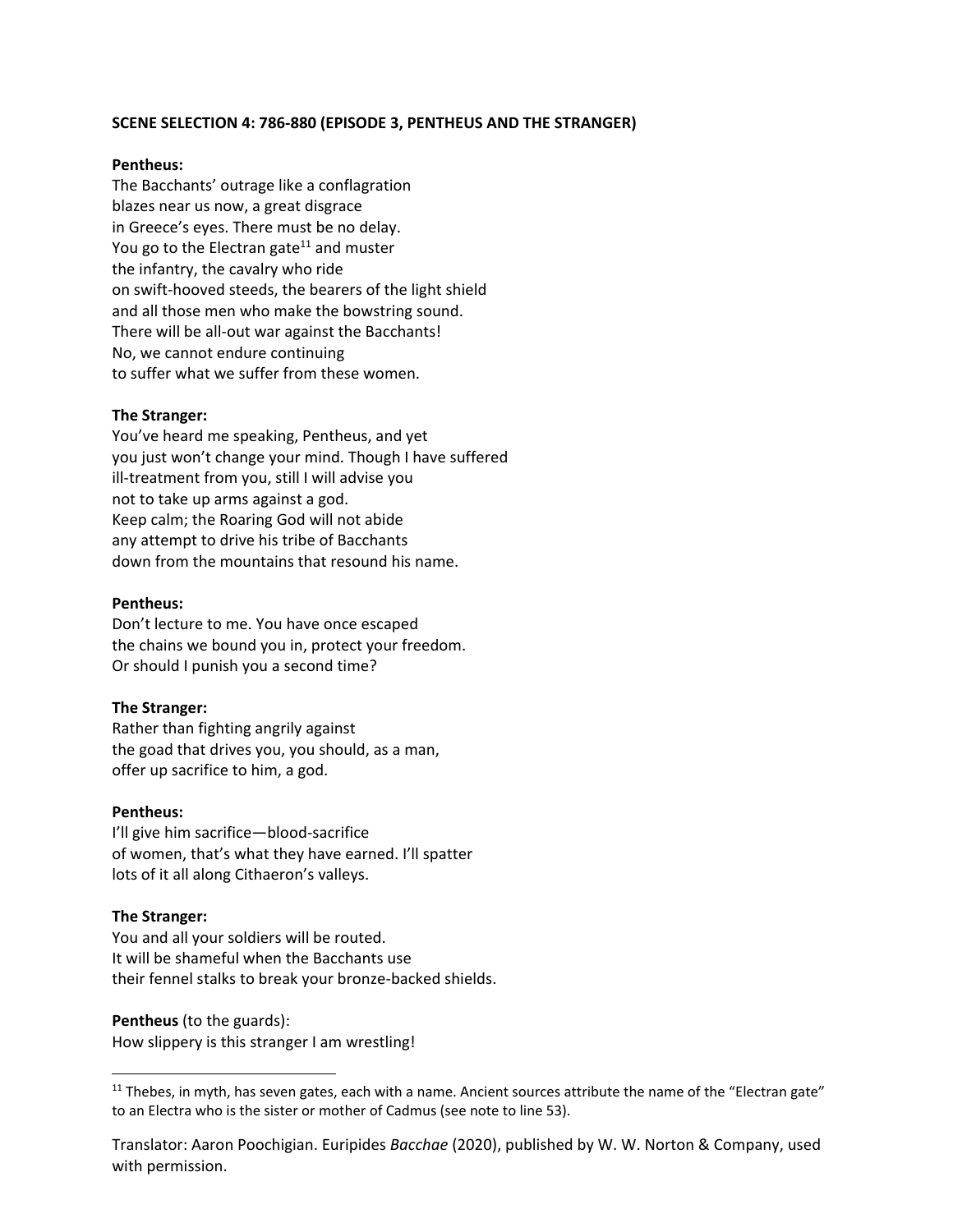**SCENE SELECTION 4: 786-880 (EPISODE 3, PENTHEUS AND THE STRANGER)**

**Pentheus:**
The Bacchants' outrage like a conflagration
blazes near us now, a great disgrace
in Greece's eyes. There must be no delay.
You go to the Electran gate[11] and muster
the infantry, the cavalry who ride
on swift-hooved steeds, the bearers of the light shield
and all those men who make the bowstring sound.
There will be all-out war against the Bacchants!
No, we cannot endure continuing
to suffer what we suffer from these women.

**The Stranger:**
You've heard me speaking, Pentheus, and yet
you just won't change your mind. Though I have suffered
ill-treatment from you, still I will advise you
not to take up arms against a god.
Keep calm; the Roaring God will not abide
any attempt to drive his tribe of Bacchants
down from the mountains that resound his name.

**Pentheus:**
Don't lecture to me. You have once escaped
the chains we bound you in, protect your freedom.
Or should I punish you a second time?

**The Stranger:**
Rather than fighting angrily against
the goad that drives you, you should, as a man,
offer up sacrifice to him, a god.

**Pentheus:**
I'll give him sacrifice—blood-sacrifice
of women, that's what they have earned. I'll spatter
lots of it all along Cithaeron's valleys.

**The Stranger:**
You and all your soldiers will be routed.
It will be shameful when the Bacchants use
their fennel stalks to break your bronze-backed shields.

**Pentheus** (to the guards):
How slippery is this stranger I am wrestling!

---

[11] Thebes, in myth, has seven gates, each with a name. Ancient sources attribute the name of the "Electran gate" to an Electra who is the sister or mother of Cadmus (see note to line 53).

Translator: Aaron Poochigian. Euripides *Bacchae* (2020), published by W. W. Norton & Company, used with permission.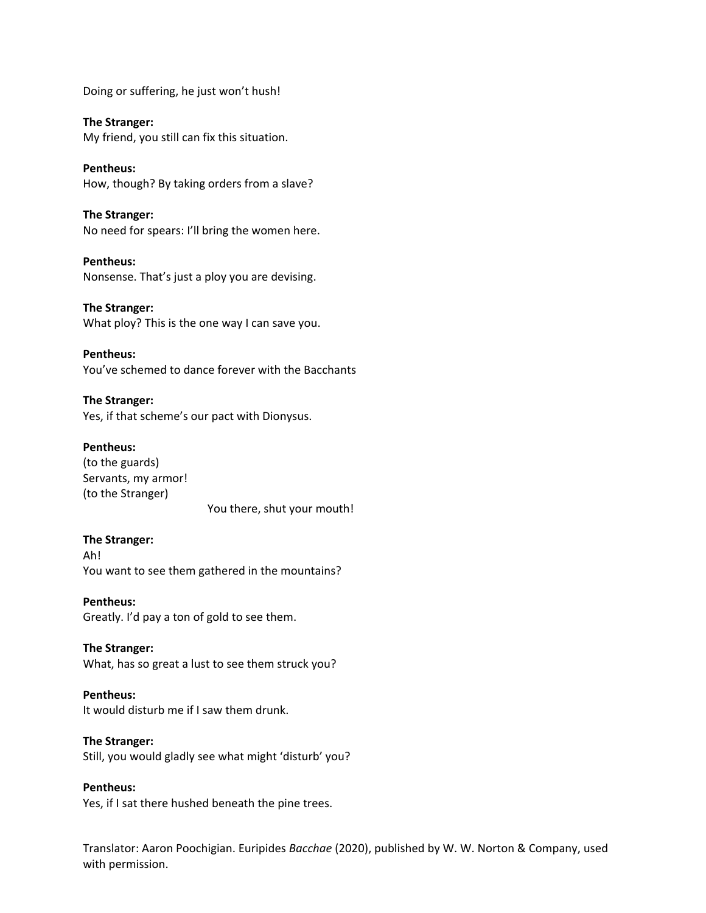Doing or suffering, he just won't hush!

**The Stranger:**
My friend, you still can fix this situation.

**Pentheus:**
How, though? By taking orders from a slave?

**The Stranger:**
No need for spears: I'll bring the women here.

**Pentheus:**
Nonsense. That's just a ploy you are devising.

**The Stranger:**
What ploy? This is the one way I can save you.

**Pentheus:**
You've schemed to dance forever with the Bacchants

**The Stranger:**
Yes, if that scheme's our pact with Dionysus.

**Pentheus:**
(to the guards)
Servants, my armor!
(to the Stranger)
You there, shut your mouth!

**The Stranger:**
Ah!
You want to see them gathered in the mountains?

**Pentheus:**
Greatly. I'd pay a ton of gold to see them.

**The Stranger:**
What, has so great a lust to see them struck you?

**Pentheus:**
It would disturb me if I saw them drunk.

**The Stranger:**
Still, you would gladly see what might 'disturb' you?

**Pentheus:**
Yes, if I sat there hushed beneath the pine trees.

Translator: Aaron Poochigian. Euripides *Bacchae* (2020), published by W. W. Norton & Company, used with permission.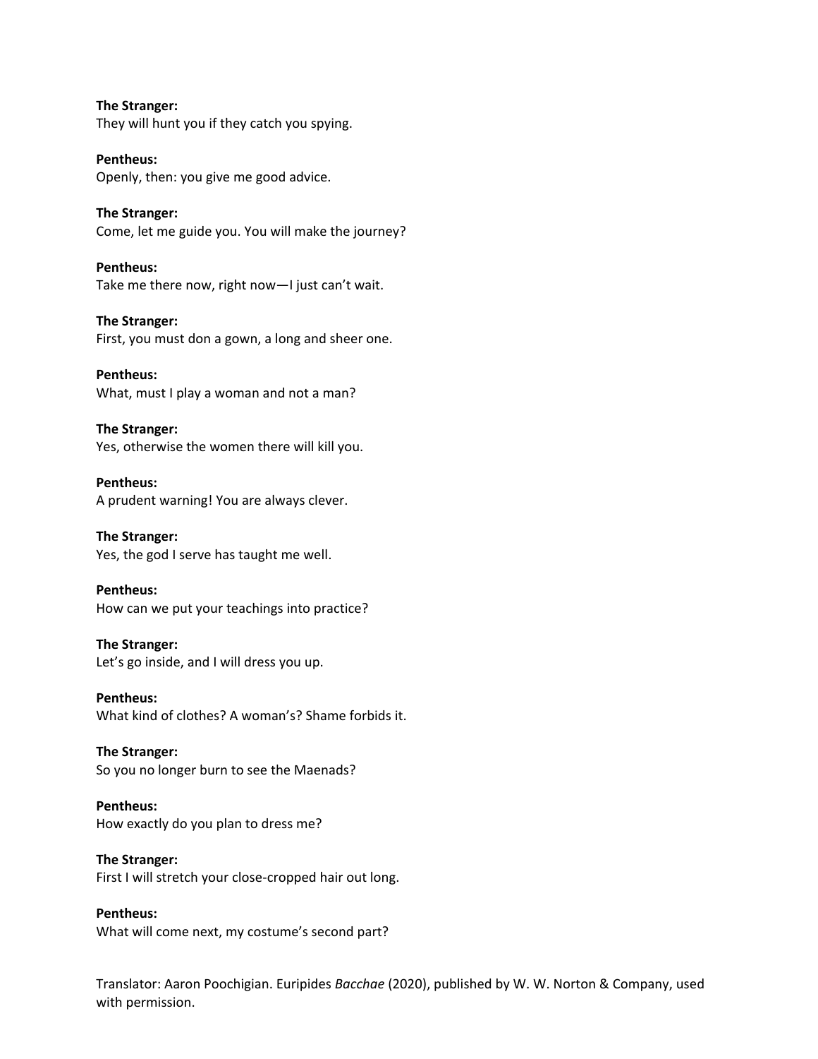**The Stranger:**
They will hunt you if they catch you spying.

**Pentheus:**
Openly, then: you give me good advice.

**The Stranger:**
Come, let me guide you. You will make the journey?

**Pentheus:**
Take me there now, right now—I just can't wait.

**The Stranger:**
First, you must don a gown, a long and sheer one.

**Pentheus:**
What, must I play a woman and not a man?

**The Stranger:**
Yes, otherwise the women there will kill you.

**Pentheus:**
A prudent warning! You are always clever.

**The Stranger:**
Yes, the god I serve has taught me well.

**Pentheus:**
How can we put your teachings into practice?

**The Stranger:**
Let's go inside, and I will dress you up.

**Pentheus:**
What kind of clothes? A woman's? Shame forbids it.

**The Stranger:**
So you no longer burn to see the Maenads?

**Pentheus:**
How exactly do you plan to dress me?

**The Stranger:**
First I will stretch your close-cropped hair out long.

**Pentheus:**
What will come next, my costume's second part?

Translator: Aaron Poochigian. Euripides *Bacchae* (2020), published by W. W. Norton & Company, used with permission.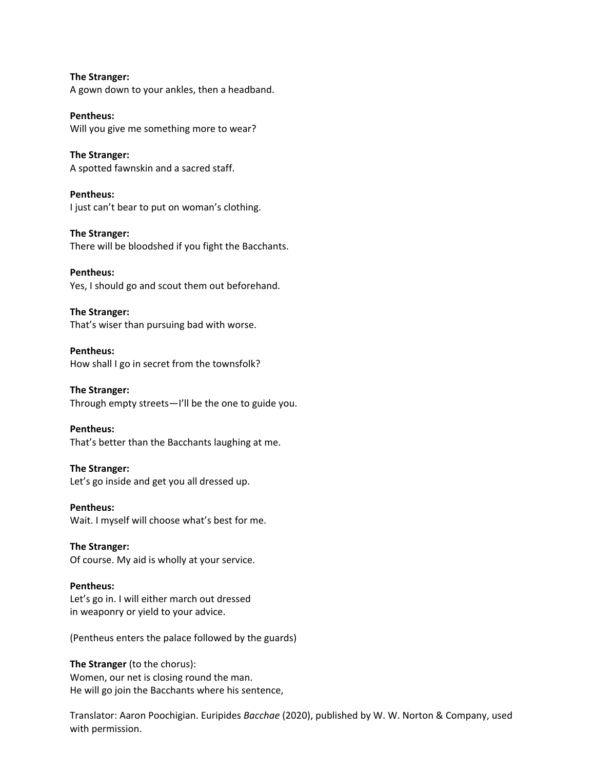**The Stranger:**
A gown down to your ankles, then a headband.

**Pentheus:**
Will you give me something more to wear?

**The Stranger:**
A spotted fawnskin and a sacred staff.

**Pentheus:**
I just can't bear to put on woman's clothing.

**The Stranger:**
There will be bloodshed if you fight the Bacchants.

**Pentheus:**
Yes, I should go and scout them out beforehand.

**The Stranger:**
That's wiser than pursuing bad with worse.

**Pentheus:**
How shall I go in secret from the townsfolk?

**The Stranger:**
Through empty streets—I'll be the one to guide you.

**Pentheus:**
That's better than the Bacchants laughing at me.

**The Stranger:**
Let's go inside and get you all dressed up.

**Pentheus:**
Wait. I myself will choose what's best for me.

**The Stranger:**
Of course. My aid is wholly at your service.

**Pentheus:**
Let's go in. I will either march out dressed
in weaponry or yield to your advice.

(Pentheus enters the palace followed by the guards)

**The Stranger** (to the chorus):
Women, our net is closing round the man.
He will go join the Bacchants where his sentence,

Translator: Aaron Poochigian. Euripides *Bacchae* (2020), published by W. W. Norton & Company, used with permission.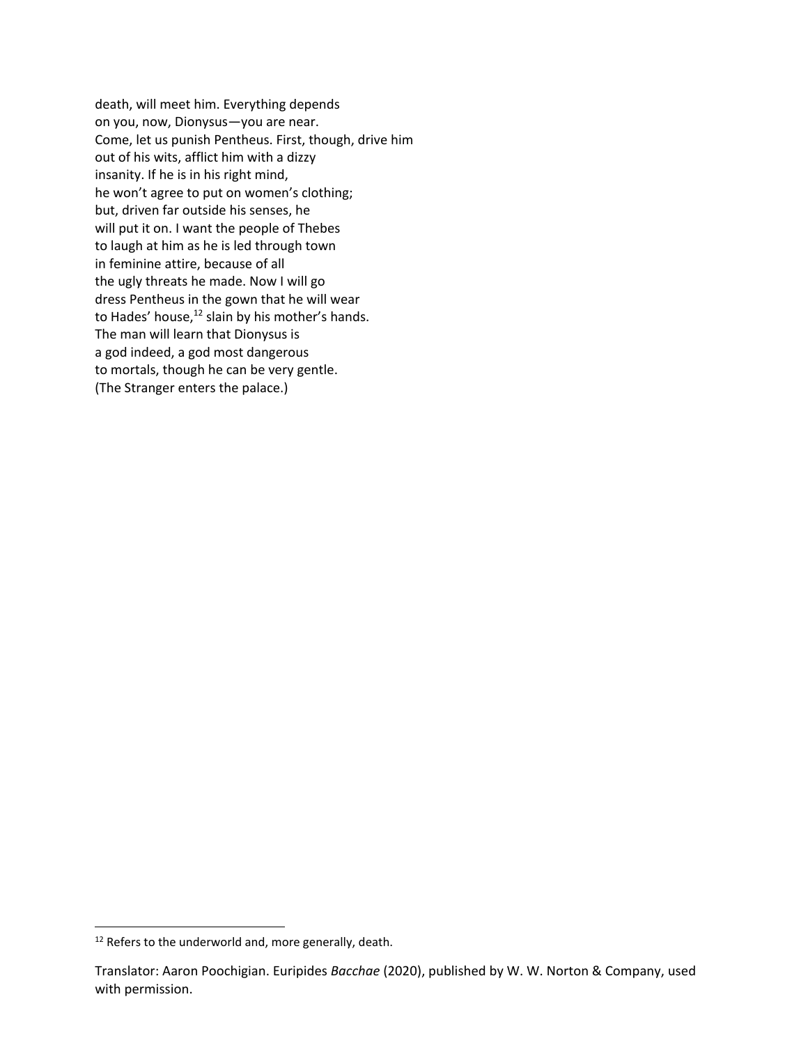death, will meet him. Everything depends  
on you, now, Dionysus—you are near.  
Come, let us punish Pentheus. First, though, drive him  
out of his wits, afflict him with a dizzy  
insanity. If he is in his right mind,  
he won't agree to put on women's clothing;  
but, driven far outside his senses, he  
will put it on. I want the people of Thebes  
to laugh at him as he is led through town  
in feminine attire, because of all  
the ugly threats he made. Now I will go  
dress Pentheus in the gown that he will wear  
to Hades' house,[12] slain by his mother's hands.  
The man will learn that Dionysus is  
a god indeed, a god most dangerous  
to mortals, though he can be very gentle.  
(The Stranger enters the palace.)

---

[12] Refers to the underworld and, more generally, death.

Translator: Aaron Poochigian. Euripides *Bacchae* (2020), published by W. W. Norton & Company, used with permission.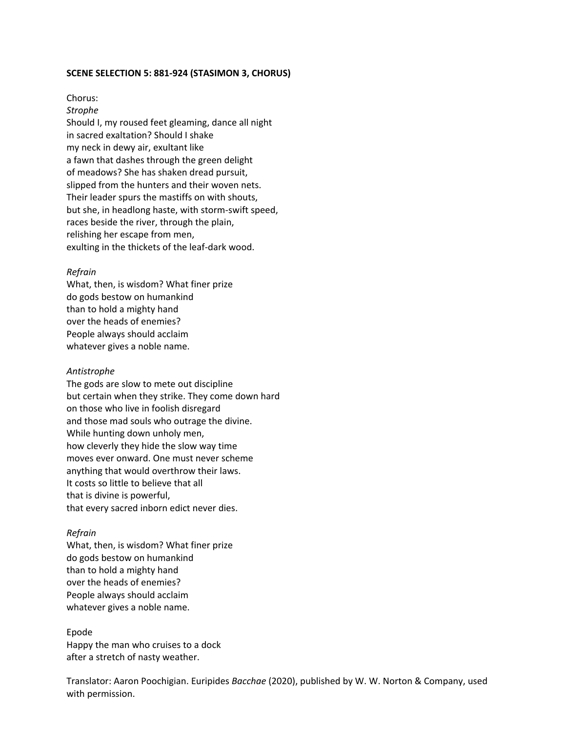**SCENE SELECTION 5: 881-924 (STASIMON 3, CHORUS)**

Chorus:
*Strophe*
Should I, my roused feet gleaming, dance all night
in sacred exaltation? Should I shake
my neck in dewy air, exultant like
a fawn that dashes through the green delight
of meadows? She has shaken dread pursuit,
slipped from the hunters and their woven nets.
Their leader spurs the mastiffs on with shouts,
but she, in headlong haste, with storm-swift speed,
races beside the river, through the plain,
relishing her escape from men,
exulting in the thickets of the leaf-dark wood.

*Refrain*
What, then, is wisdom? What finer prize
do gods bestow on humankind
than to hold a mighty hand
over the heads of enemies?
People always should acclaim
whatever gives a noble name.

*Antistrophe*
The gods are slow to mete out discipline
but certain when they strike. They come down hard
on those who live in foolish disregard
and those mad souls who outrage the divine.
While hunting down unholy men,
how cleverly they hide the slow way time
moves ever onward. One must never scheme
anything that would overthrow their laws.
It costs so little to believe that all
that is divine is powerful,
that every sacred inborn edict never dies.

*Refrain*
What, then, is wisdom? What finer prize
do gods bestow on humankind
than to hold a mighty hand
over the heads of enemies?
People always should acclaim
whatever gives a noble name.

Epode
Happy the man who cruises to a dock
after a stretch of nasty weather.

Translator: Aaron Poochigian. Euripides *Bacchae* (2020), published by W. W. Norton & Company, used with permission.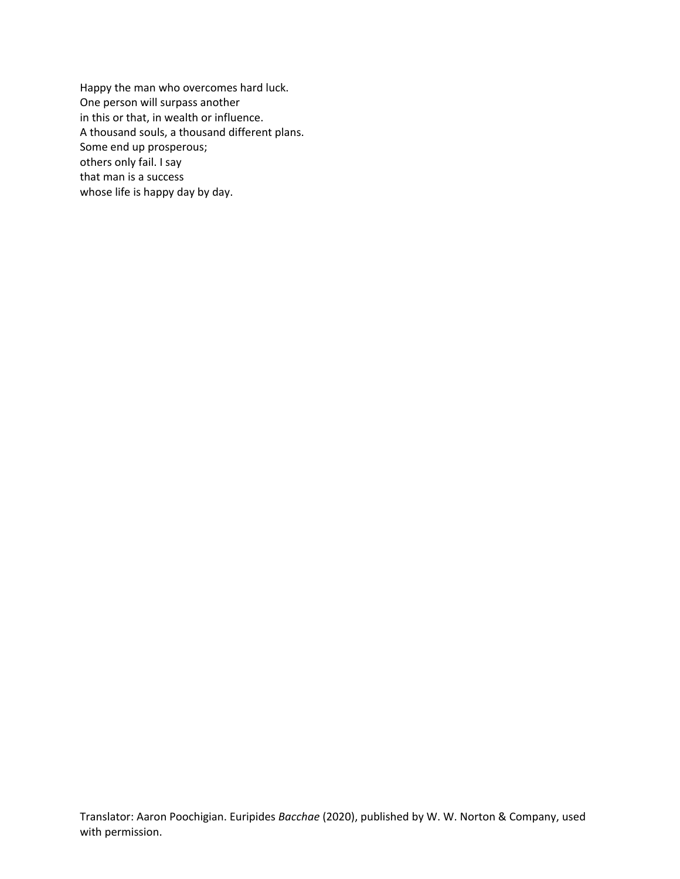Happy the man who overcomes hard luck.  
One person will surpass another  
in this or that, in wealth or influence.  
A thousand souls, a thousand different plans.  
Some end up prosperous;  
others only fail. I say  
that man is a success  
whose life is happy day by day.

Translator: Aaron Poochigian. Euripides *Bacchae* (2020), published by W. W. Norton & Company, used with permission.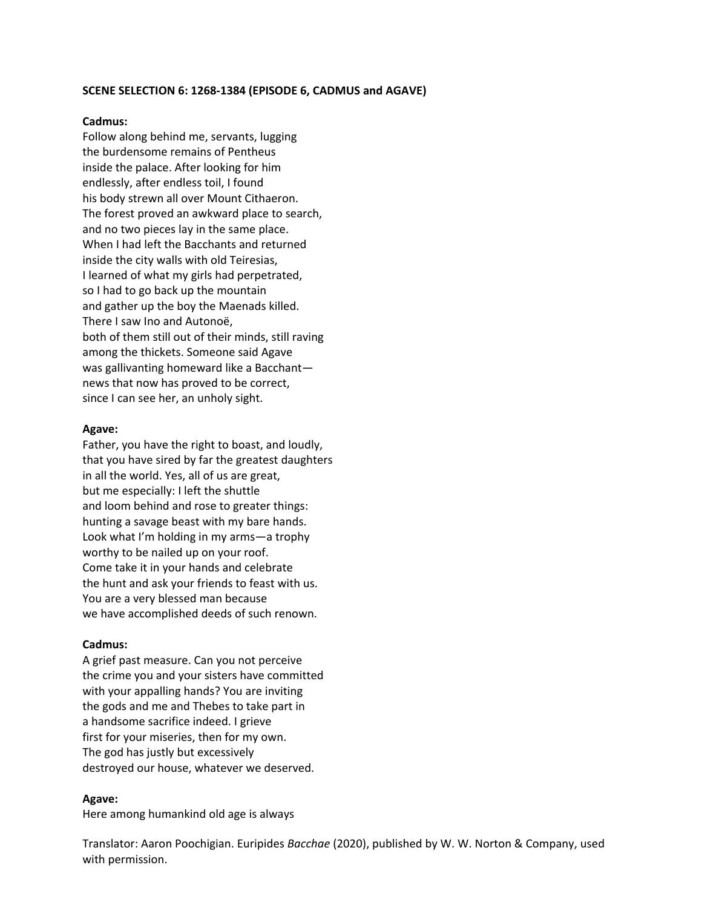**SCENE SELECTION 6: 1268-1384 (EPISODE 6, CADMUS and AGAVE)**

**Cadmus:**
Follow along behind me, servants, lugging
the burdensome remains of Pentheus
inside the palace. After looking for him
endlessly, after endless toil, I found
his body strewn all over Mount Cithaeron.
The forest proved an awkward place to search,
and no two pieces lay in the same place.
When I had left the Bacchants and returned
inside the city walls with old Teiresias,
I learned of what my girls had perpetrated,
so I had to go back up the mountain
and gather up the boy the Maenads killed.
There I saw Ino and Autonoë,
both of them still out of their minds, still raving
among the thickets. Someone said Agave
was gallivanting homeward like a Bacchant—
news that now has proved to be correct,
since I can see her, an unholy sight.

**Agave:**
Father, you have the right to boast, and loudly,
that you have sired by far the greatest daughters
in all the world. Yes, all of us are great,
but me especially: I left the shuttle
and loom behind and rose to greater things:
hunting a savage beast with my bare hands.
Look what I'm holding in my arms—a trophy
worthy to be nailed up on your roof.
Come take it in your hands and celebrate
the hunt and ask your friends to feast with us.
You are a very blessed man because
we have accomplished deeds of such renown.

**Cadmus:**
A grief past measure. Can you not perceive
the crime you and your sisters have committed
with your appalling hands? You are inviting
the gods and me and Thebes to take part in
a handsome sacrifice indeed. I grieve
first for your miseries, then for my own.
The god has justly but excessively
destroyed our house, whatever we deserved.

**Agave:**
Here among humankind old age is always

Translator: Aaron Poochigian. Euripides *Bacchae* (2020), published by W. W. Norton & Company, used with permission.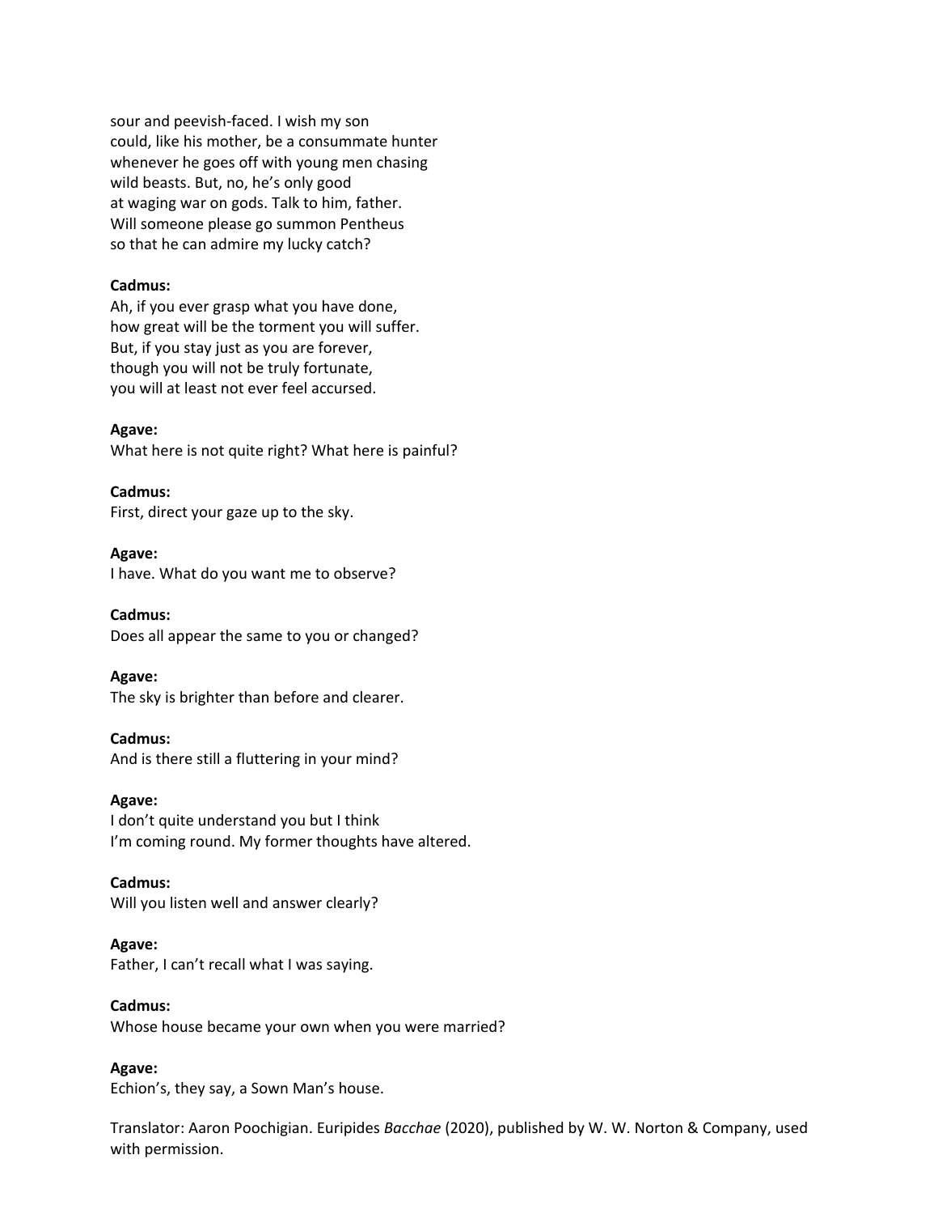sour and peevish-faced. I wish my son
could, like his mother, be a consummate hunter
whenever he goes off with young men chasing
wild beasts. But, no, he's only good
at waging war on gods. Talk to him, father.
Will someone please go summon Pentheus
so that he can admire my lucky catch?

**Cadmus:**
Ah, if you ever grasp what you have done,
how great will be the torment you will suffer.
But, if you stay just as you are forever,
though you will not be truly fortunate,
you will at least not ever feel accursed.

**Agave:**
What here is not quite right? What here is painful?

**Cadmus:**
First, direct your gaze up to the sky.

**Agave:**
I have. What do you want me to observe?

**Cadmus:**
Does all appear the same to you or changed?

**Agave:**
The sky is brighter than before and clearer.

**Cadmus:**
And is there still a fluttering in your mind?

**Agave:**
I don't quite understand you but I think
I'm coming round. My former thoughts have altered.

**Cadmus:**
Will you listen well and answer clearly?

**Agave:**
Father, I can't recall what I was saying.

**Cadmus:**
Whose house became your own when you were married?

**Agave:**
Echion's, they say, a Sown Man's house.

Translator: Aaron Poochigian. Euripides *Bacchae* (2020), published by W. W. Norton & Company, used with permission.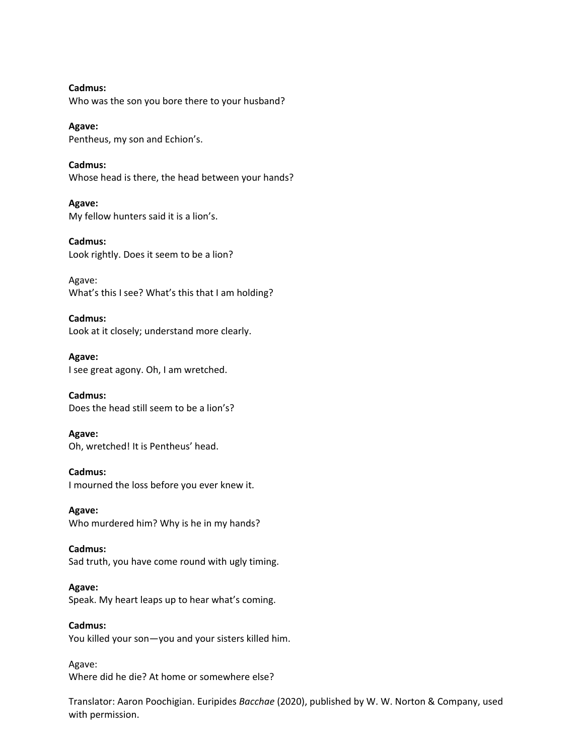**Cadmus:**
Who was the son you bore there to your husband?

**Agave:**
Pentheus, my son and Echion's.

**Cadmus:**
Whose head is there, the head between your hands?

**Agave:**
My fellow hunters said it is a lion's.

**Cadmus:**
Look rightly. Does it seem to be a lion?

Agave:
What's this I see? What's this that I am holding?

**Cadmus:**
Look at it closely; understand more clearly.

**Agave:**
I see great agony. Oh, I am wretched.

**Cadmus:**
Does the head still seem to be a lion's?

**Agave:**
Oh, wretched! It is Pentheus' head.

**Cadmus:**
I mourned the loss before you ever knew it.

**Agave:**
Who murdered him? Why is he in my hands?

**Cadmus:**
Sad truth, you have come round with ugly timing.

**Agave:**
Speak. My heart leaps up to hear what's coming.

**Cadmus:**
You killed your son—you and your sisters killed him.

Agave:
Where did he die? At home or somewhere else?

Translator: Aaron Poochigian. Euripides *Bacchae* (2020), published by W. W. Norton & Company, used with permission.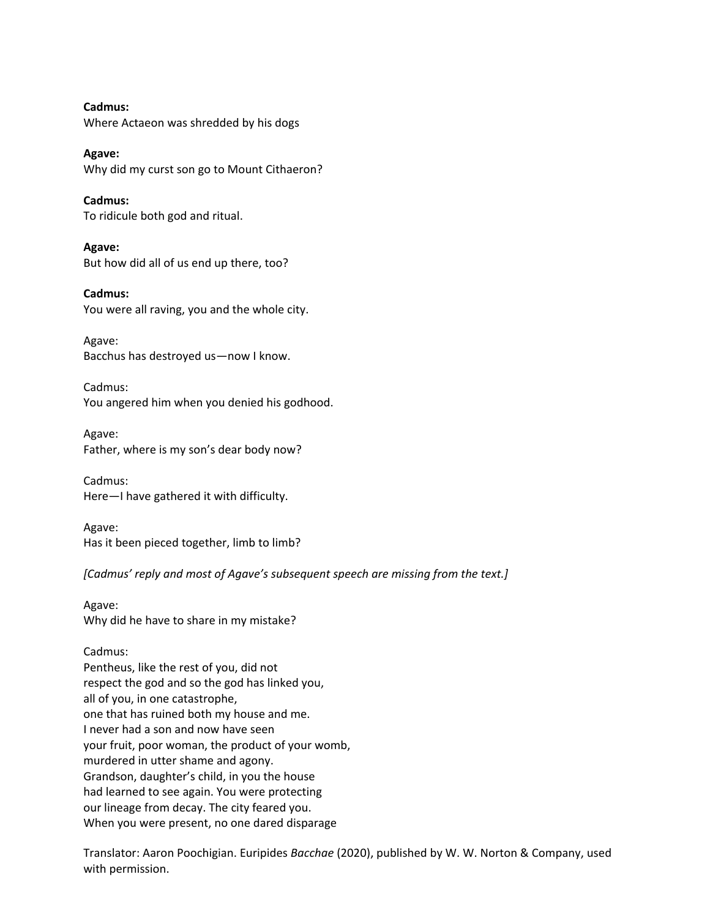**Cadmus:**
Where Actaeon was shredded by his dogs

**Agave:**
Why did my curst son go to Mount Cithaeron?

**Cadmus:**
To ridicule both god and ritual.

**Agave:**
But how did all of us end up there, too?

**Cadmus:**
You were all raving, you and the whole city.

Agave:
Bacchus has destroyed us—now I know.

Cadmus:
You angered him when you denied his godhood.

Agave:
Father, where is my son's dear body now?

Cadmus:
Here—I have gathered it with difficulty.

Agave:
Has it been pieced together, limb to limb?

*[Cadmus' reply and most of Agave's subsequent speech are missing from the text.]*

Agave:
Why did he have to share in my mistake?

Cadmus:
Pentheus, like the rest of you, did not
respect the god and so the god has linked you,
all of you, in one catastrophe,
one that has ruined both my house and me.
I never had a son and now have seen
your fruit, poor woman, the product of your womb,
murdered in utter shame and agony.
Grandson, daughter's child, in you the house
had learned to see again. You were protecting
our lineage from decay. The city feared you.
When you were present, no one dared disparage

Translator: Aaron Poochigian. Euripides *Bacchae* (2020), published by W. W. Norton & Company, used with permission.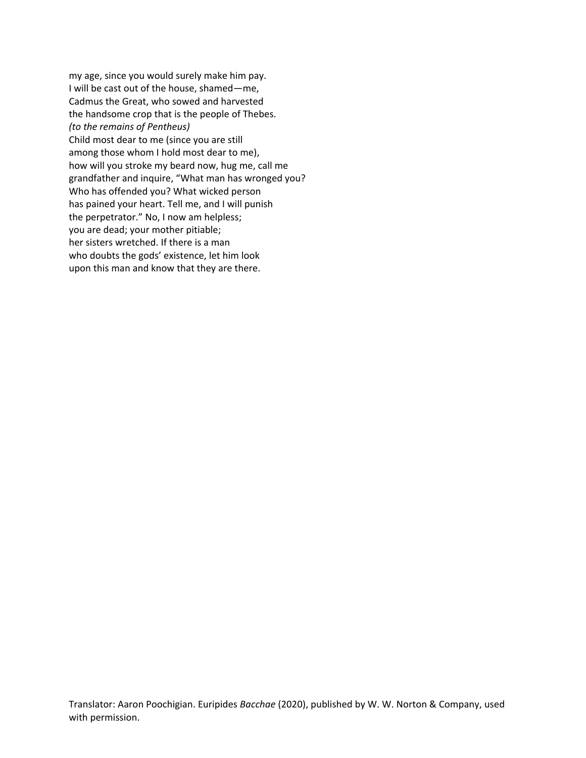my age, since you would surely make him pay.
I will be cast out of the house, shamed—me,
Cadmus the Great, who sowed and harvested
the handsome crop that is the people of Thebes.
*(to the remains of Pentheus)*
Child most dear to me (since you are still
among those whom I hold most dear to me),
how will you stroke my beard now, hug me, call me
grandfather and inquire, "What man has wronged you?
Who has offended you? What wicked person
has pained your heart. Tell me, and I will punish
the perpetrator." No, I now am helpless;
you are dead; your mother pitiable;
her sisters wretched. If there is a man
who doubts the gods' existence, let him look
upon this man and know that they are there.

Translator: Aaron Poochigian. Euripides *Bacchae* (2020), published by W. W. Norton & Company, used with permission.